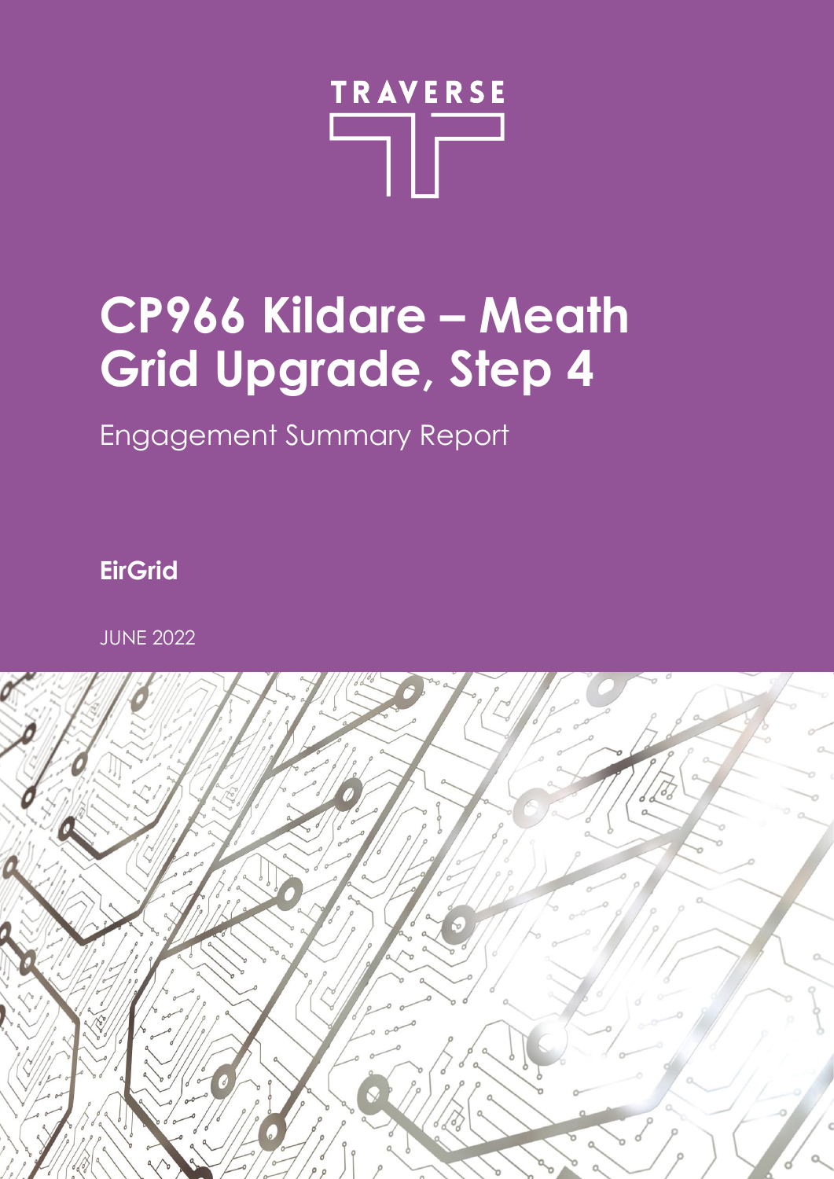TRAVERSE

# CP966 Kildare – Meath Grid Upgrade, Step 4

Engagement Summary Report

**EirGrid**

JUNE 2022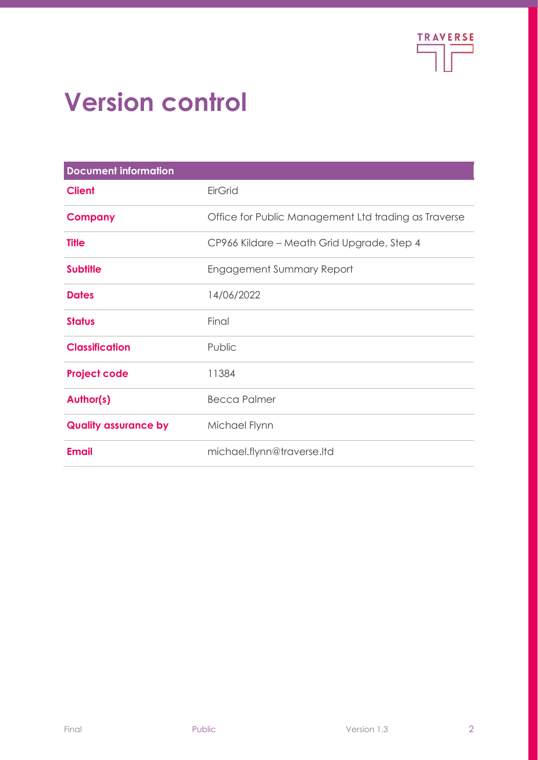# Version control

| Document information | |
|---|---|
| **Client** | EirGrid |
| **Company** | Office for Public Management Ltd trading as Traverse |
| **Title** | CP966 Kildare – Meath Grid Upgrade, Step 4 |
| **Subtitle** | Engagement Summary Report |
| **Dates** | 14/06/2022 |
| **Status** | Final |
| **Classification** | Public |
| **Project code** | 11384 |
| **Author(s)** | Becca Palmer |
| **Quality assurance by** | Michael Flynn |
| **Email** | michael.flynn@traverse.ltd |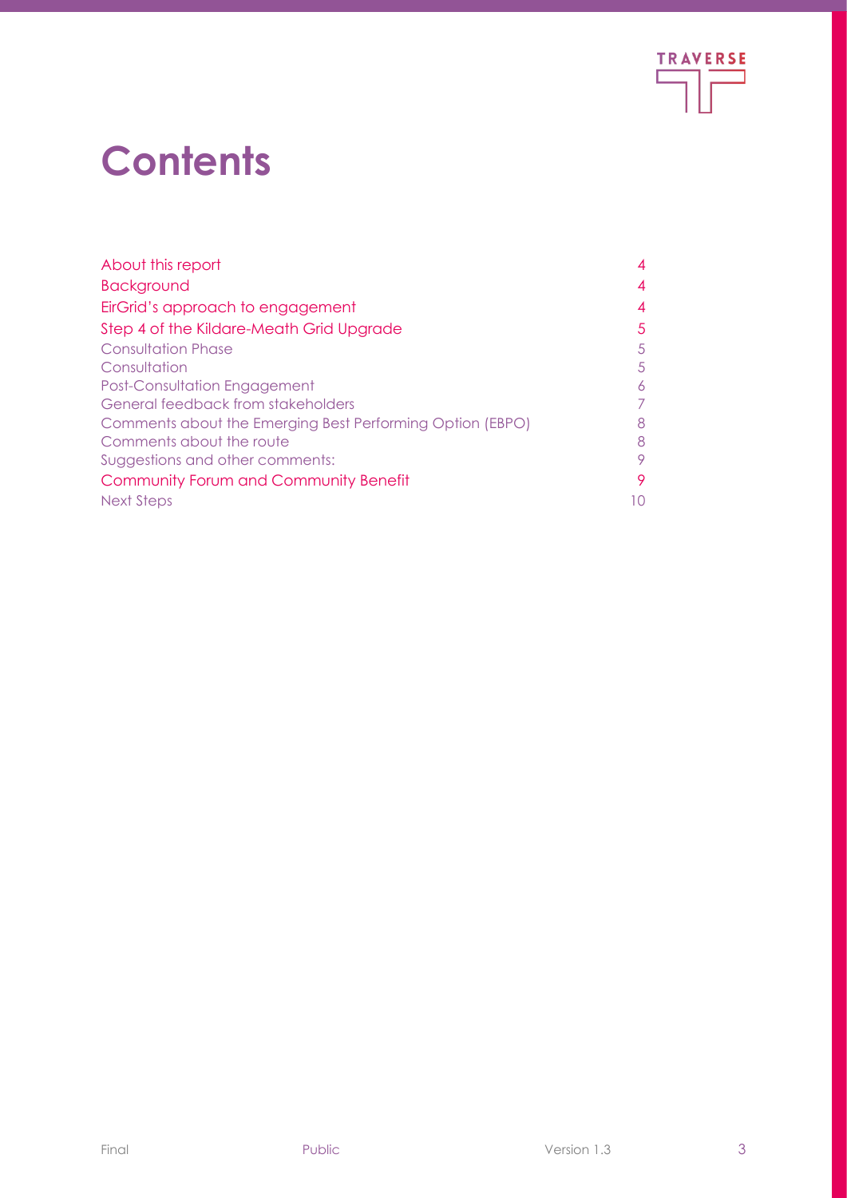# Contents

| | |
|---|---|
| About this report | 4 |
| Background | 4 |
| EirGrid's approach to engagement | 4 |
| Step 4 of the Kildare-Meath Grid Upgrade | 5 |
| Consultation Phase | 5 |
| Consultation | 5 |
| Post-Consultation Engagement | 6 |
| General feedback from stakeholders | 7 |
| Comments about the Emerging Best Performing Option (EBPO) | 8 |
| Comments about the route | 8 |
| Suggestions and other comments: | 9 |
| Community Forum and Community Benefit | 9 |
| Next Steps | 10 |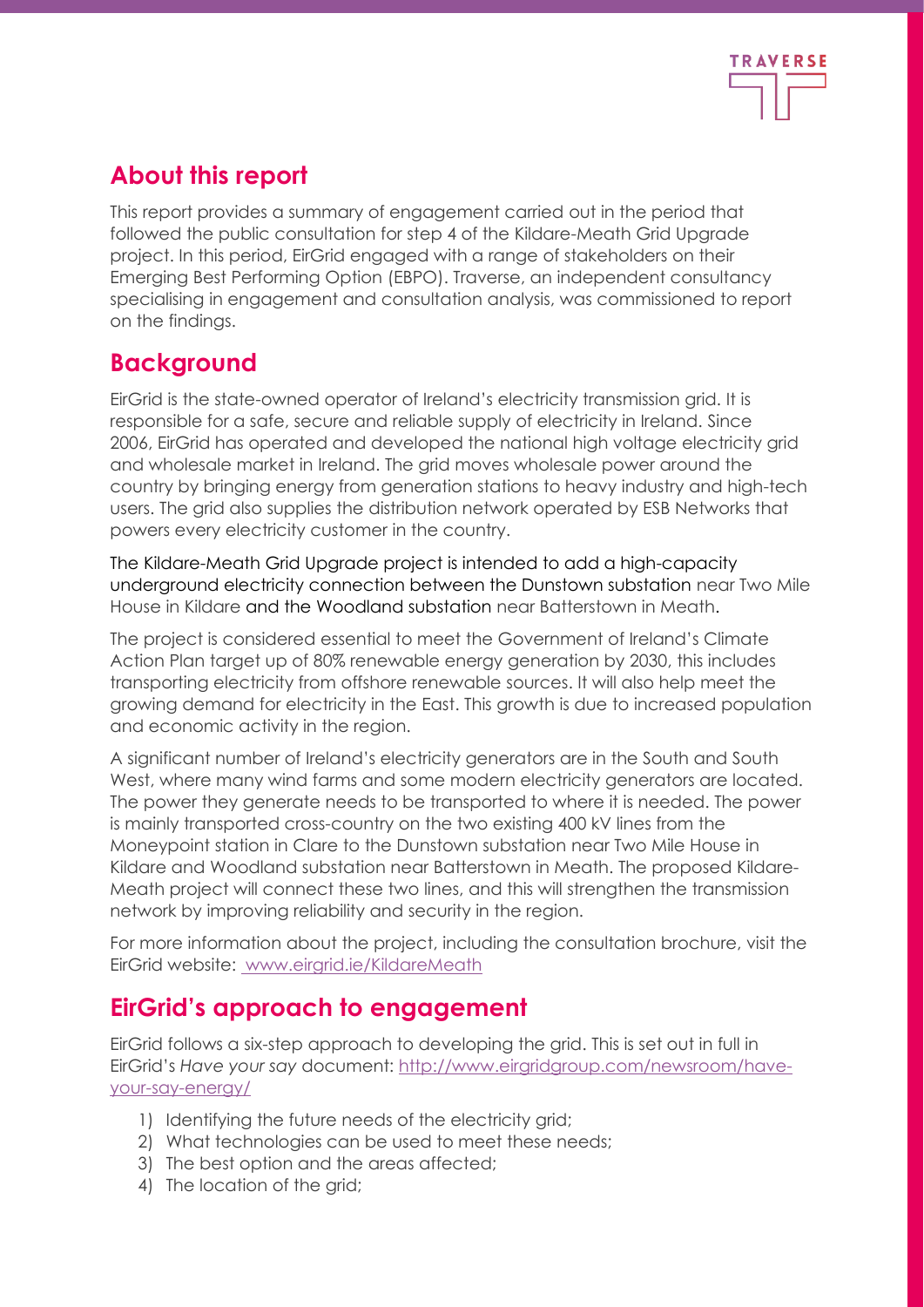## About this report

This report provides a summary of engagement carried out in the period that followed the public consultation for step 4 of the Kildare-Meath Grid Upgrade project. In this period, EirGrid engaged with a range of stakeholders on their Emerging Best Performing Option (EBPO). Traverse, an independent consultancy specialising in engagement and consultation analysis, was commissioned to report on the findings.

## Background

EirGrid is the state-owned operator of Ireland's electricity transmission grid. It is responsible for a safe, secure and reliable supply of electricity in Ireland. Since 2006, EirGrid has operated and developed the national high voltage electricity grid and wholesale market in Ireland. The grid moves wholesale power around the country by bringing energy from generation stations to heavy industry and high-tech users. The grid also supplies the distribution network operated by ESB Networks that powers every electricity customer in the country.

The Kildare-Meath Grid Upgrade project is intended to add a high-capacity underground electricity connection between the Dunstown substation near Two Mile House in Kildare and the Woodland substation near Batterstown in Meath.

The project is considered essential to meet the Government of Ireland's Climate Action Plan target up of 80% renewable energy generation by 2030, this includes transporting electricity from offshore renewable sources. It will also help meet the growing demand for electricity in the East. This growth is due to increased population and economic activity in the region.

A significant number of Ireland's electricity generators are in the South and South West, where many wind farms and some modern electricity generators are located. The power they generate needs to be transported to where it is needed. The power is mainly transported cross-country on the two existing 400 kV lines from the Moneypoint station in Clare to the Dunstown substation near Two Mile House in Kildare and Woodland substation near Batterstown in Meath. The proposed Kildare-Meath project will connect these two lines, and this will strengthen the transmission network by improving reliability and security in the region.

For more information about the project, including the consultation brochure, visit the EirGrid website: www.eirgrid.ie/KildareMeath

## EirGrid's approach to engagement

EirGrid follows a six-step approach to developing the grid. This is set out in full in EirGrid's *Have your say* document: http://www.eirgridgroup.com/newsroom/have-your-say-energy/

1) Identifying the future needs of the electricity grid;
2) What technologies can be used to meet these needs;
3) The best option and the areas affected;
4) The location of the grid;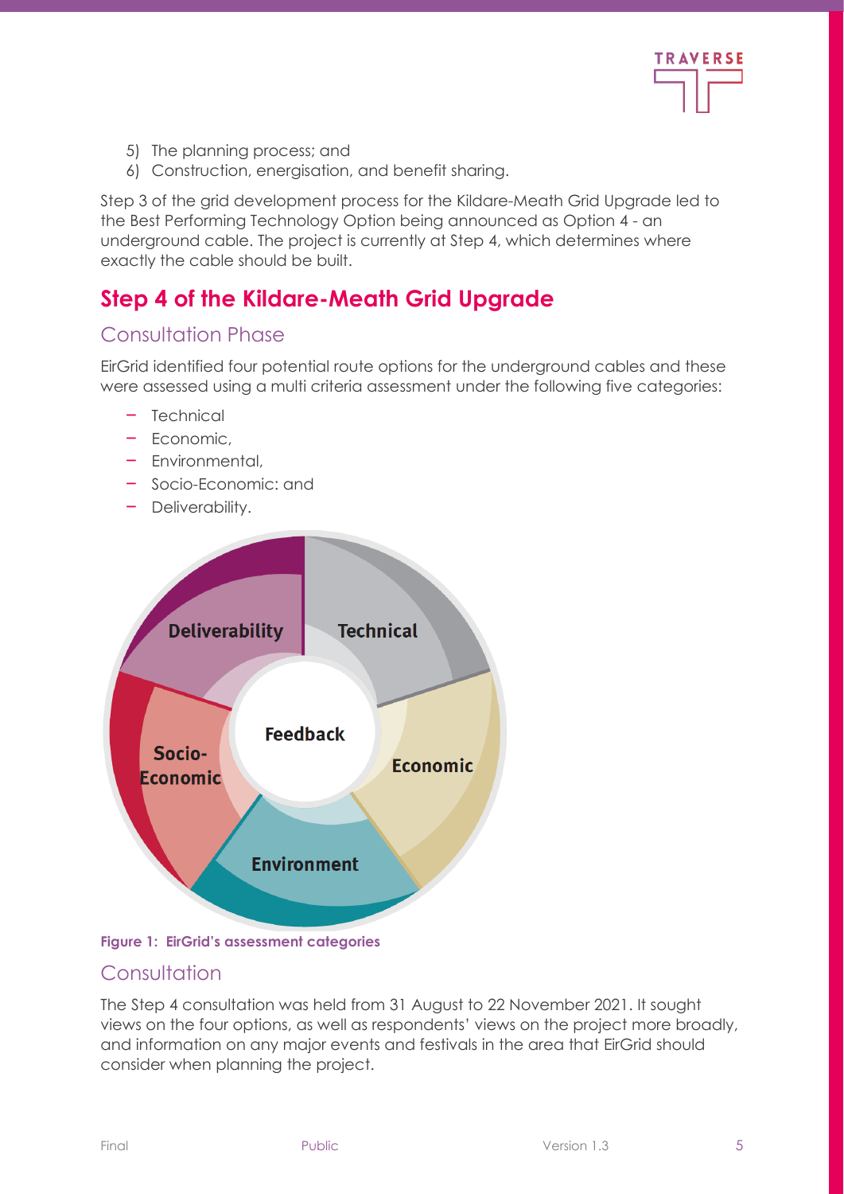5) The planning process; and
6) Construction, energisation, and benefit sharing.

Step 3 of the grid development process for the Kildare-Meath Grid Upgrade led to the Best Performing Technology Option being announced as Option 4 - an underground cable. The project is currently at Step 4, which determines where exactly the cable should be built.

## Step 4 of the Kildare-Meath Grid Upgrade

### Consultation Phase

EirGrid identified four potential route options for the underground cables and these were assessed using a multi criteria assessment under the following five categories:

- Technical
- Economic,
- Environmental,
- Socio-Economic: and
- Deliverability.

**Figure 1: EirGrid's assessment categories**

### Consultation

The Step 4 consultation was held from 31 August to 22 November 2021. It sought views on the four options, as well as respondents' views on the project more broadly, and information on any major events and festivals in the area that EirGrid should consider when planning the project.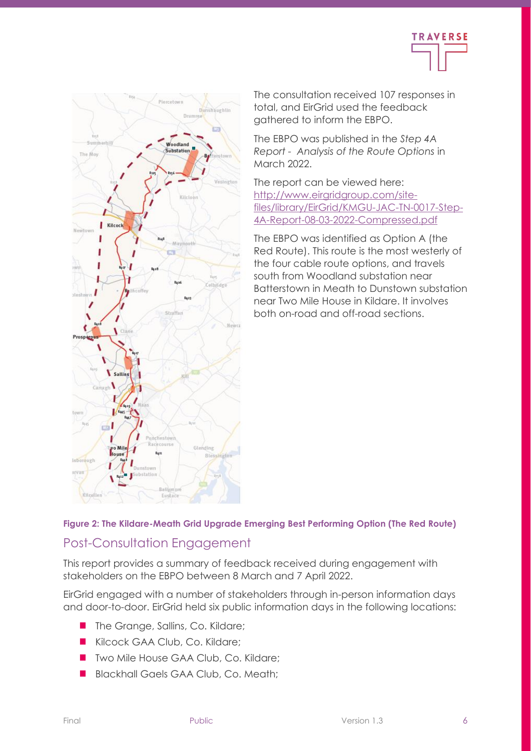The consultation received 107 responses in total, and EirGrid used the feedback gathered to inform the EBPO.

The EBPO was published in the *Step 4A Report - Analysis of the Route Options* in March 2022.

The report can be viewed here: http://www.eirgridgroup.com/site-files/library/EirGrid/KMGU-JAC-TN-0017-Step-4A-Report-08-03-2022-Compressed.pdf

The EBPO was identified as Option A (the Red Route). This route is the most westerly of the four cable route options, and travels south from Woodland substation near Batterstown in Meath to Dunstown substation near Two Mile House in Kildare. It involves both on-road and off-road sections.

**Figure 2: The Kildare-Meath Grid Upgrade Emerging Best Performing Option (The Red Route)**

## Post-Consultation Engagement

This report provides a summary of feedback received during engagement with stakeholders on the EBPO between 8 March and 7 April 2022.

EirGrid engaged with a number of stakeholders through in-person information days and door-to-door. EirGrid held six public information days in the following locations:

- The Grange, Sallins, Co. Kildare;
- Kilcock GAA Club, Co. Kildare;
- Two Mile House GAA Club, Co. Kildare;
- Blackhall Gaels GAA Club, Co. Meath;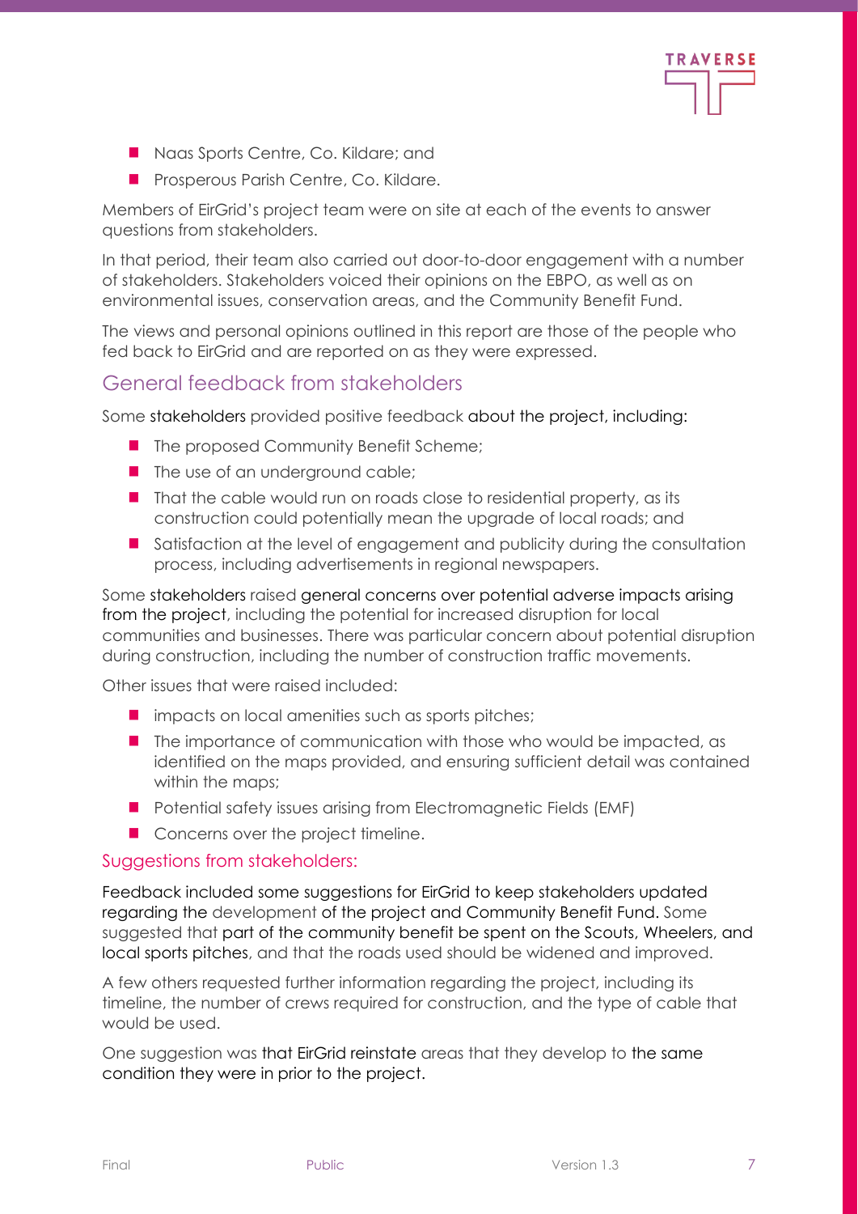- Naas Sports Centre, Co. Kildare; and
- Prosperous Parish Centre, Co. Kildare.

Members of EirGrid's project team were on site at each of the events to answer questions from stakeholders.

In that period, their team also carried out door-to-door engagement with a number of stakeholders. Stakeholders voiced their opinions on the EBPO, as well as on environmental issues, conservation areas, and the Community Benefit Fund.

The views and personal opinions outlined in this report are those of the people who fed back to EirGrid and are reported on as they were expressed.

## General feedback from stakeholders

Some stakeholders provided positive feedback about the project, including:

- The proposed Community Benefit Scheme;
- The use of an underground cable;
- That the cable would run on roads close to residential property, as its construction could potentially mean the upgrade of local roads; and
- Satisfaction at the level of engagement and publicity during the consultation process, including advertisements in regional newspapers.

Some stakeholders raised general concerns over potential adverse impacts arising from the project, including the potential for increased disruption for local communities and businesses. There was particular concern about potential disruption during construction, including the number of construction traffic movements.

Other issues that were raised included:

- impacts on local amenities such as sports pitches;
- The importance of communication with those who would be impacted, as identified on the maps provided, and ensuring sufficient detail was contained within the maps;
- Potential safety issues arising from Electromagnetic Fields (EMF)
- Concerns over the project timeline.

### Suggestions from stakeholders:

Feedback included some suggestions for EirGrid to keep stakeholders updated regarding the development of the project and Community Benefit Fund. Some suggested that part of the community benefit be spent on the Scouts, Wheelers, and local sports pitches, and that the roads used should be widened and improved.

A few others requested further information regarding the project, including its timeline, the number of crews required for construction, and the type of cable that would be used.

One suggestion was that EirGrid reinstate areas that they develop to the same condition they were in prior to the project.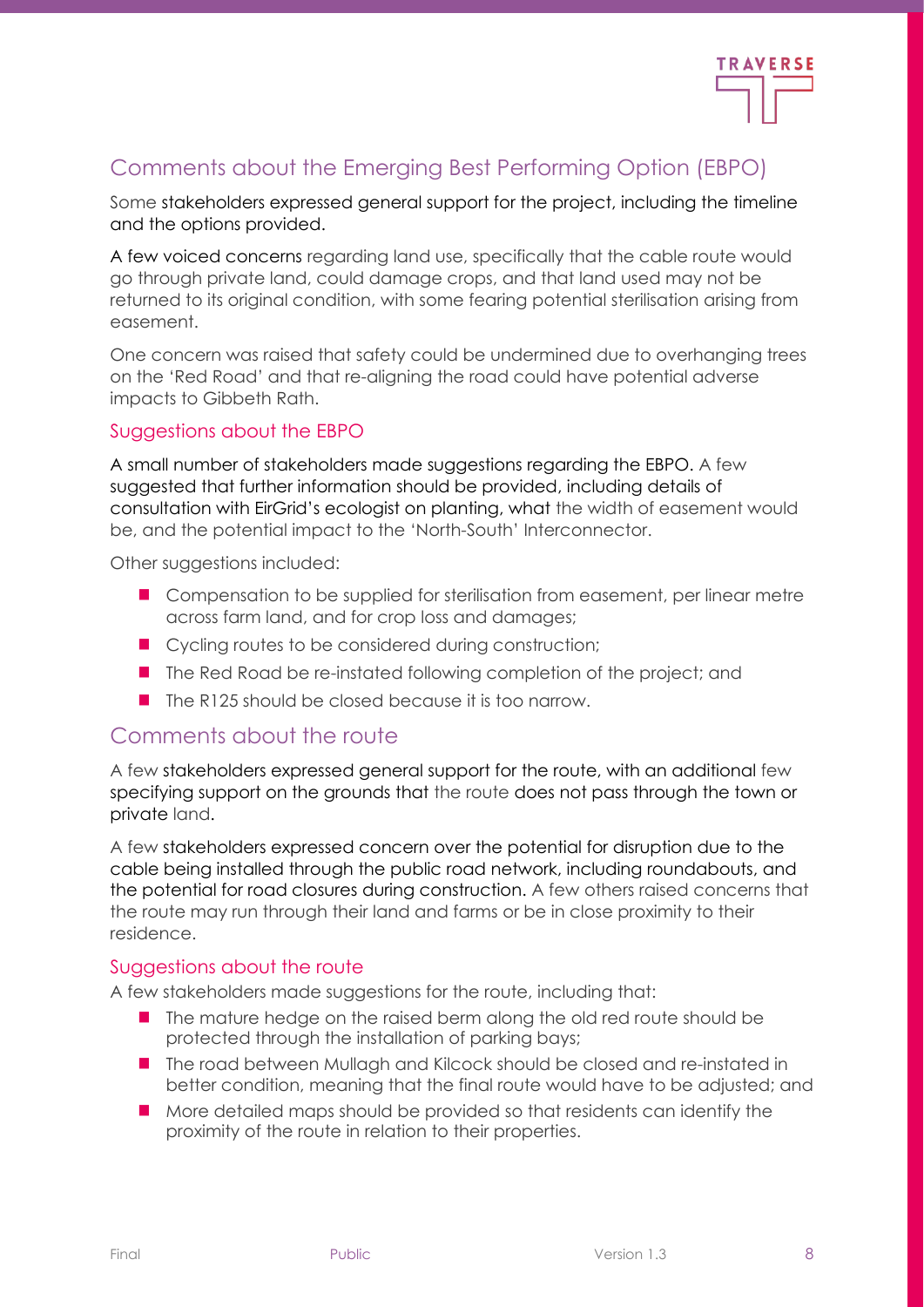## Comments about the Emerging Best Performing Option (EBPO)

Some stakeholders expressed general support for the project, including the timeline and the options provided.

A few voiced concerns regarding land use, specifically that the cable route would go through private land, could damage crops, and that land used may not be returned to its original condition, with some fearing potential sterilisation arising from easement.

One concern was raised that safety could be undermined due to overhanging trees on the 'Red Road' and that re-aligning the road could have potential adverse impacts to Gibbeth Rath.

### Suggestions about the EBPO

A small number of stakeholders made suggestions regarding the EBPO. A few suggested that further information should be provided, including details of consultation with EirGrid's ecologist on planting, what the width of easement would be, and the potential impact to the 'North-South' Interconnector.

Other suggestions included:

- Compensation to be supplied for sterilisation from easement, per linear metre across farm land, and for crop loss and damages;
- Cycling routes to be considered during construction;
- The Red Road be re-instated following completion of the project; and
- The R125 should be closed because it is too narrow.

## Comments about the route

A few stakeholders expressed general support for the route, with an additional few specifying support on the grounds that the route does not pass through the town or private land.

A few stakeholders expressed concern over the potential for disruption due to the cable being installed through the public road network, including roundabouts, and the potential for road closures during construction. A few others raised concerns that the route may run through their land and farms or be in close proximity to their residence.

### Suggestions about the route

A few stakeholders made suggestions for the route, including that:

- The mature hedge on the raised berm along the old red route should be protected through the installation of parking bays;
- The road between Mullagh and Kilcock should be closed and re-instated in better condition, meaning that the final route would have to be adjusted; and
- More detailed maps should be provided so that residents can identify the proximity of the route in relation to their properties.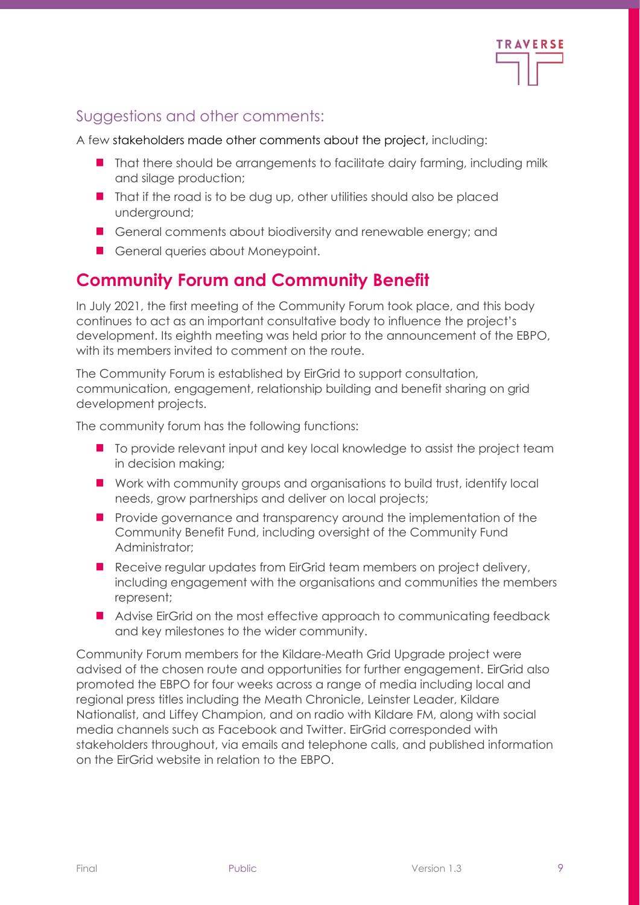### Suggestions and other comments:

A few stakeholders made other comments about the project, including:

- That there should be arrangements to facilitate dairy farming, including milk and silage production;
- That if the road is to be dug up, other utilities should also be placed underground;
- General comments about biodiversity and renewable energy; and
- General queries about Moneypoint.

## Community Forum and Community Benefit

In July 2021, the first meeting of the Community Forum took place, and this body continues to act as an important consultative body to influence the project's development. Its eighth meeting was held prior to the announcement of the EBPO, with its members invited to comment on the route.

The Community Forum is established by EirGrid to support consultation, communication, engagement, relationship building and benefit sharing on grid development projects.

The community forum has the following functions:

- To provide relevant input and key local knowledge to assist the project team in decision making;
- Work with community groups and organisations to build trust, identify local needs, grow partnerships and deliver on local projects;
- Provide governance and transparency around the implementation of the Community Benefit Fund, including oversight of the Community Fund Administrator;
- Receive regular updates from EirGrid team members on project delivery, including engagement with the organisations and communities the members represent;
- Advise EirGrid on the most effective approach to communicating feedback and key milestones to the wider community.

Community Forum members for the Kildare-Meath Grid Upgrade project were advised of the chosen route and opportunities for further engagement. EirGrid also promoted the EBPO for four weeks across a range of media including local and regional press titles including the Meath Chronicle, Leinster Leader, Kildare Nationalist, and Liffey Champion, and on radio with Kildare FM, along with social media channels such as Facebook and Twitter. EirGrid corresponded with stakeholders throughout, via emails and telephone calls, and published information on the EirGrid website in relation to the EBPO.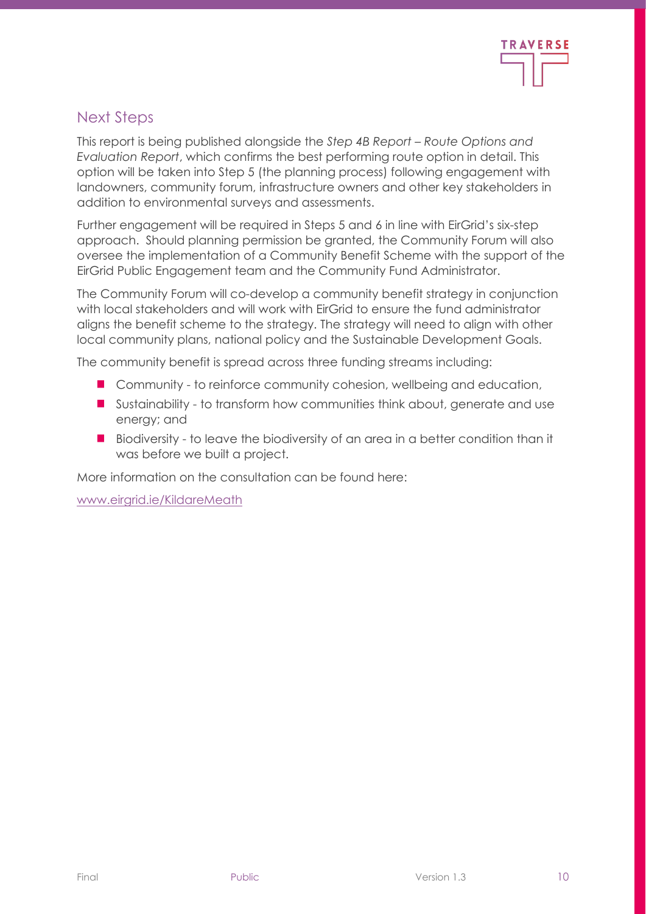## Next Steps

This report is being published alongside the *Step 4B Report – Route Options and Evaluation Report*, which confirms the best performing route option in detail. This option will be taken into Step 5 (the planning process) following engagement with landowners, community forum, infrastructure owners and other key stakeholders in addition to environmental surveys and assessments.

Further engagement will be required in Steps 5 and 6 in line with EirGrid's six-step approach. Should planning permission be granted, the Community Forum will also oversee the implementation of a Community Benefit Scheme with the support of the EirGrid Public Engagement team and the Community Fund Administrator.

The Community Forum will co-develop a community benefit strategy in conjunction with local stakeholders and will work with EirGrid to ensure the fund administrator aligns the benefit scheme to the strategy. The strategy will need to align with other local community plans, national policy and the Sustainable Development Goals.

The community benefit is spread across three funding streams including:

- Community - to reinforce community cohesion, wellbeing and education,
- Sustainability - to transform how communities think about, generate and use energy; and
- Biodiversity - to leave the biodiversity of an area in a better condition than it was before we built a project.

More information on the consultation can be found here:

[www.eirgrid.ie/KildareMeath](www.eirgrid.ie/KildareMeath)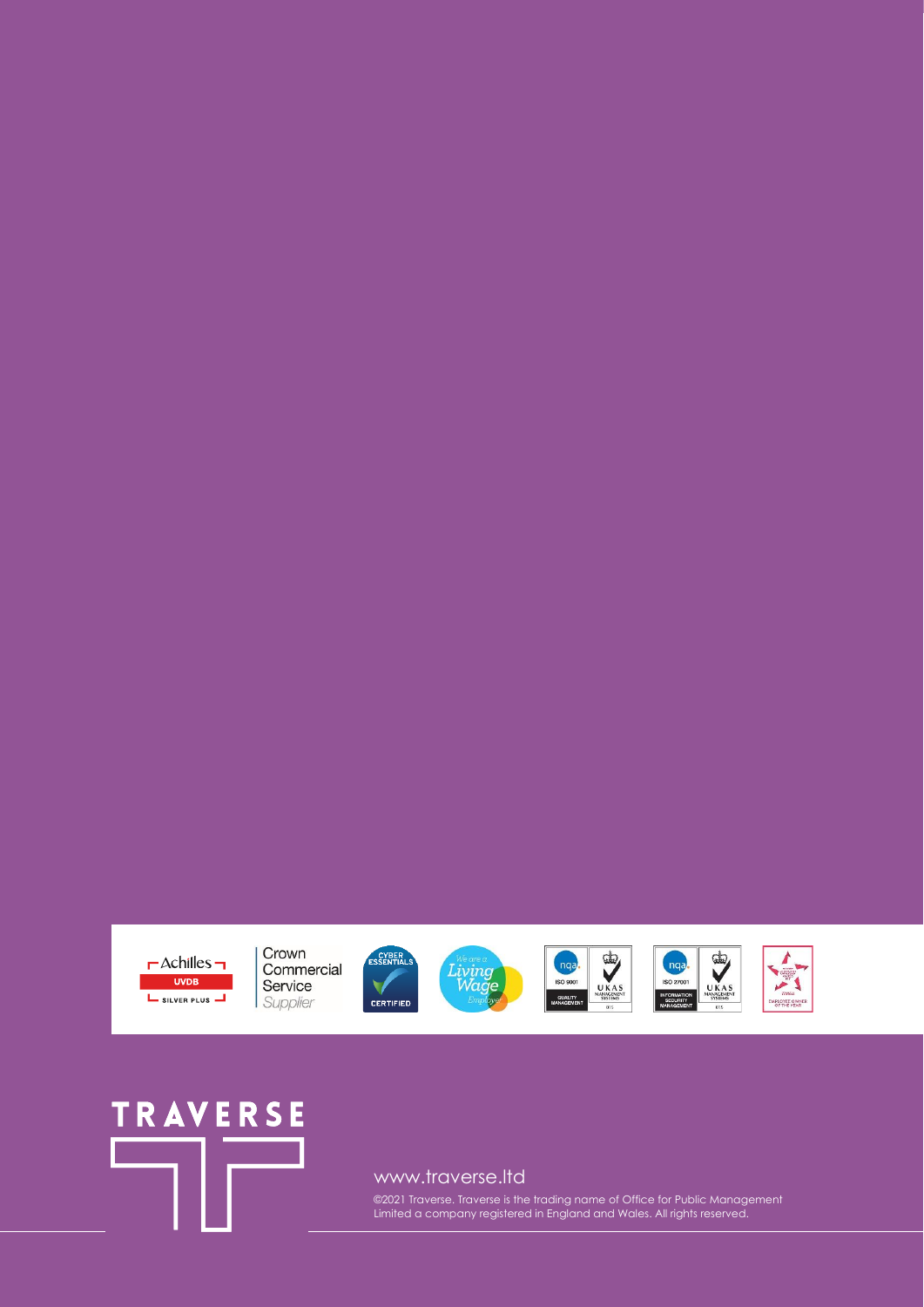Achilles UVDB SILVER PLUS

Crown Commercial Service Supplier

CYBER ESSENTIALS CERTIFIED

We are a Living Wage Employer

TRAVERSE

www.traverse.ltd

©2021 Traverse. Traverse is the trading name of Office for Public Management Limited a company registered in England and Wales. All rights reserved.